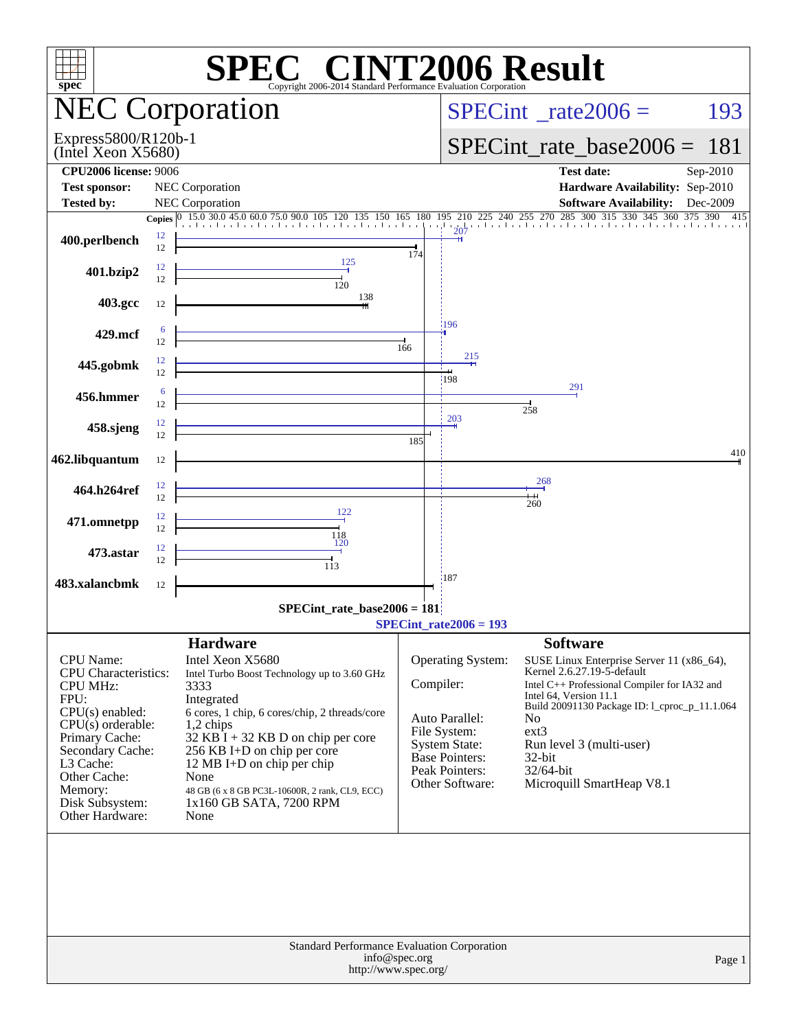# SPEC CINT2006 Result

Copyright 2006-2014 Standard Performance Evaluation Corporation

## NEC Corporation

Express5800/R120b-1
(Intel Xeon X5680)

SPECint_rate2006 = 193

SPECint_rate_base2006 = 181

| | | | |
|---|---|---|---|
| **CPU2006 license:** 9006 | | **Test date:** | Sep-2010 |
| **Test sponsor:** | NEC Corporation | **Hardware Availability:** | Sep-2010 |
| **Tested by:** | NEC Corporation | **Software Availability:** | Dec-2009 |

| Benchmark | Copies (peak) | Peak | Copies (base) | Base |
|---|---|---|---|---|
| 400.perlbench | 12 | 207 | 12 | 174 |
| 401.bzip2 | 12 | 125 | 12 | 120 |
| 403.gcc | | | 12 | 138 |
| 429.mcf | 6 | 196 | 12 | 166 |
| 445.gobmk | 12 | 215 | 12 | 198 |
| 456.hmmer | 6 | 291 | 12 | 258 |
| 458.sjeng | 12 | 203 | 12 | 185 |
| 462.libquantum | | | 12 | 410 |
| 464.h264ref | 12 | 268 | 12 | 260 |
| 471.omnetpp | 12 | 122 | 12 | 118 |
| 473.astar | 12 | 120 | 12 | 113 |
| 483.xalancbmk | | | 12 | 187 |

SPECint_rate_base2006 = 181

SPECint_rate2006 = 193

## Hardware

| | |
|---|---|
| CPU Name: | Intel Xeon X5680 |
| CPU Characteristics: | Intel Turbo Boost Technology up to 3.60 GHz |
| CPU MHz: | 3333 |
| FPU: | Integrated |
| CPU(s) enabled: | 6 cores, 1 chip, 6 cores/chip, 2 threads/core |
| CPU(s) orderable: | 1,2 chips |
| Primary Cache: | 32 KB I + 32 KB D on chip per core |
| Secondary Cache: | 256 KB I+D on chip per core |
| L3 Cache: | 12 MB I+D on chip per chip |
| Other Cache: | None |
| Memory: | 48 GB (6 x 8 GB PC3L-10600R, 2 rank, CL9, ECC) |
| Disk Subsystem: | 1x160 GB SATA, 7200 RPM |
| Other Hardware: | None |

## Software

| | |
|---|---|
| Operating System: | SUSE Linux Enterprise Server 11 (x86_64), Kernel 2.6.27.19-5-default |
| Compiler: | Intel C++ Professional Compiler for IA32 and Intel 64, Version 11.1 Build 20091130 Package ID: l_cproc_p_11.1.064 |
| Auto Parallel: | No |
| File System: | ext3 |
| System State: | Run level 3 (multi-user) |
| Base Pointers: | 32-bit |
| Peak Pointers: | 32/64-bit |
| Other Software: | Microquill SmartHeap V8.1 |

Standard Performance Evaluation Corporation
info@spec.org
http://www.spec.org/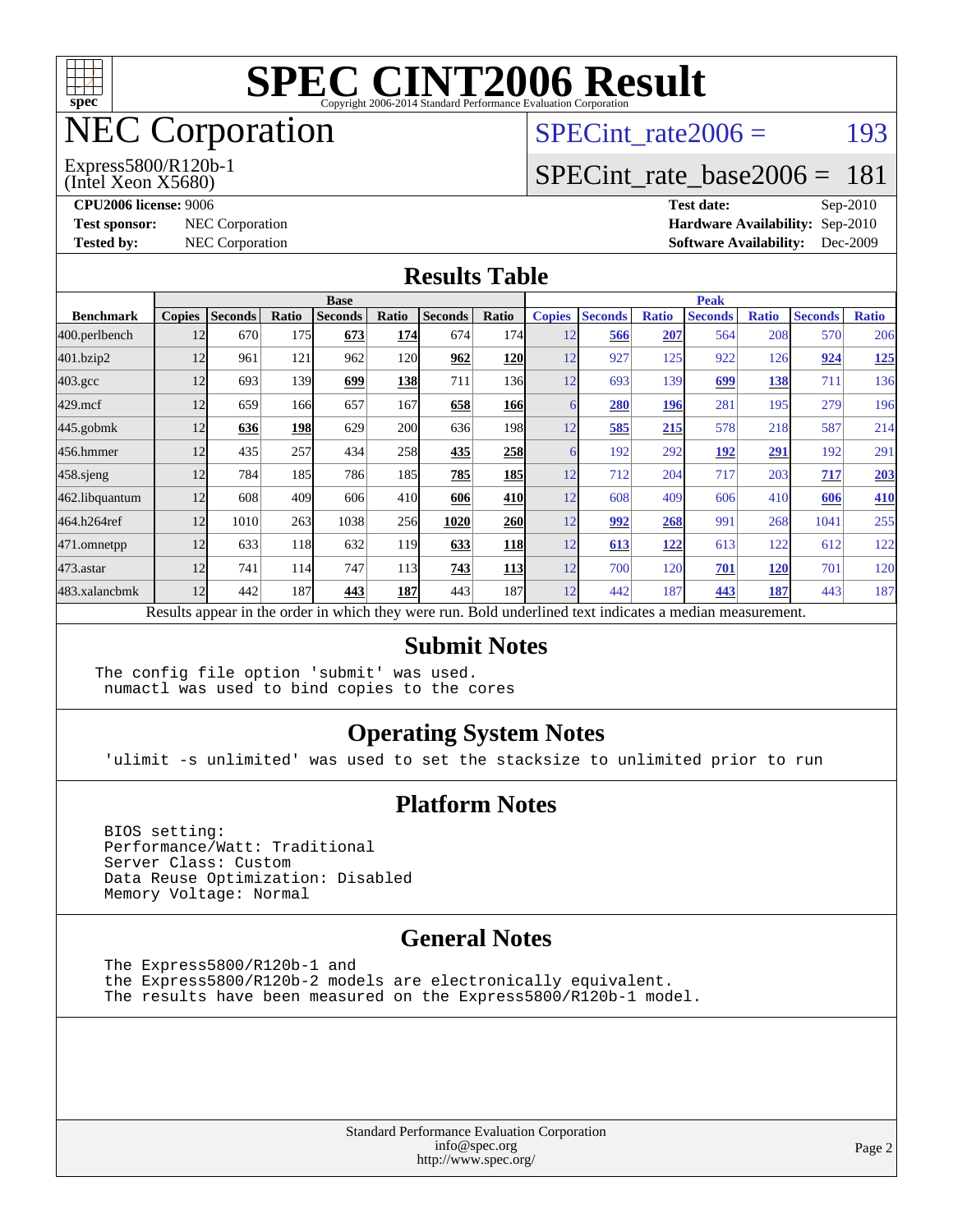# SPEC CINT2006 Result

Copyright 2006-2014 Standard Performance Evaluation Corporation

## NEC Corporation

Express5800/R120b-1
(Intel Xeon X5680)

SPECint_rate2006 = 193

SPECint_rate_base2006 = 181

**CPU2006 license:** 9006
**Test sponsor:** NEC Corporation
**Tested by:** NEC Corporation

**Test date:** Sep-2010
**Hardware Availability:** Sep-2010
**Software Availability:** Dec-2009

## Results Table

| Benchmark | Base | | | | | | | Peak | | | | | | |
|---|---|---|---|---|---|---|---|---|---|---|---|---|---|---|
| | Copies | Seconds | Ratio | Seconds | Ratio | Seconds | Ratio | Copies | Seconds | Ratio | Seconds | Ratio | Seconds | Ratio |
| 400.perlbench | 12 | 670 | 175 | **673** | **174** | 674 | 174 | 12 | **566** | **207** | 564 | 208 | 570 | 206 |
| 401.bzip2 | 12 | 961 | 121 | 962 | 120 | **962** | **120** | 12 | 927 | 125 | 922 | 126 | **924** | **125** |
| 403.gcc | 12 | 693 | 139 | **699** | **138** | 711 | 136 | 12 | 693 | 139 | **699** | **138** | 711 | 136 |
| 429.mcf | 12 | 659 | 166 | 657 | 167 | **658** | **166** | 6 | **280** | **196** | 281 | 195 | 279 | 196 |
| 445.gobmk | 12 | **636** | **198** | 629 | 200 | 636 | 198 | 12 | **585** | **215** | 578 | 218 | 587 | 214 |
| 456.hmmer | 12 | 435 | 257 | 434 | 258 | **435** | **258** | 6 | 192 | 292 | **192** | **291** | 192 | 291 |
| 458.sjeng | 12 | 784 | 185 | 786 | 185 | **785** | **185** | 12 | 712 | 204 | 717 | 203 | **717** | **203** |
| 462.libquantum | 12 | 608 | 409 | 606 | 410 | **606** | **410** | 12 | 608 | 409 | 606 | 410 | **606** | **410** |
| 464.h264ref | 12 | 1010 | 263 | 1038 | 256 | **1020** | **260** | 12 | **992** | **268** | 991 | 268 | 1041 | 255 |
| 471.omnetpp | 12 | 633 | 118 | 632 | 119 | **633** | **118** | 12 | **613** | **122** | 613 | 122 | 612 | 122 |
| 473.astar | 12 | 741 | 114 | 747 | 113 | **743** | **113** | 12 | 700 | 120 | **701** | **120** | 701 | 120 |
| 483.xalancbmk | 12 | 442 | 187 | **443** | **187** | 443 | 187 | 12 | 442 | 187 | **443** | **187** | 443 | 187 |

Results appear in the order in which they were run. Bold underlined text indicates a median measurement.

## Submit Notes

```
The config file option 'submit' was used.
 numactl was used to bind copies to the cores
```

## Operating System Notes

```
'ulimit -s unlimited' was used to set the stacksize to unlimited prior to run
```

## Platform Notes

```
BIOS setting:
Performance/Watt: Traditional
Server Class: Custom
Data Reuse Optimization: Disabled
Memory Voltage: Normal
```

## General Notes

```
The Express5800/R120b-1 and
the Express5800/R120b-2 models are electronically equivalent.
The results have been measured on the Express5800/R120b-1 model.
```

Standard Performance Evaluation Corporation
info@spec.org
http://www.spec.org/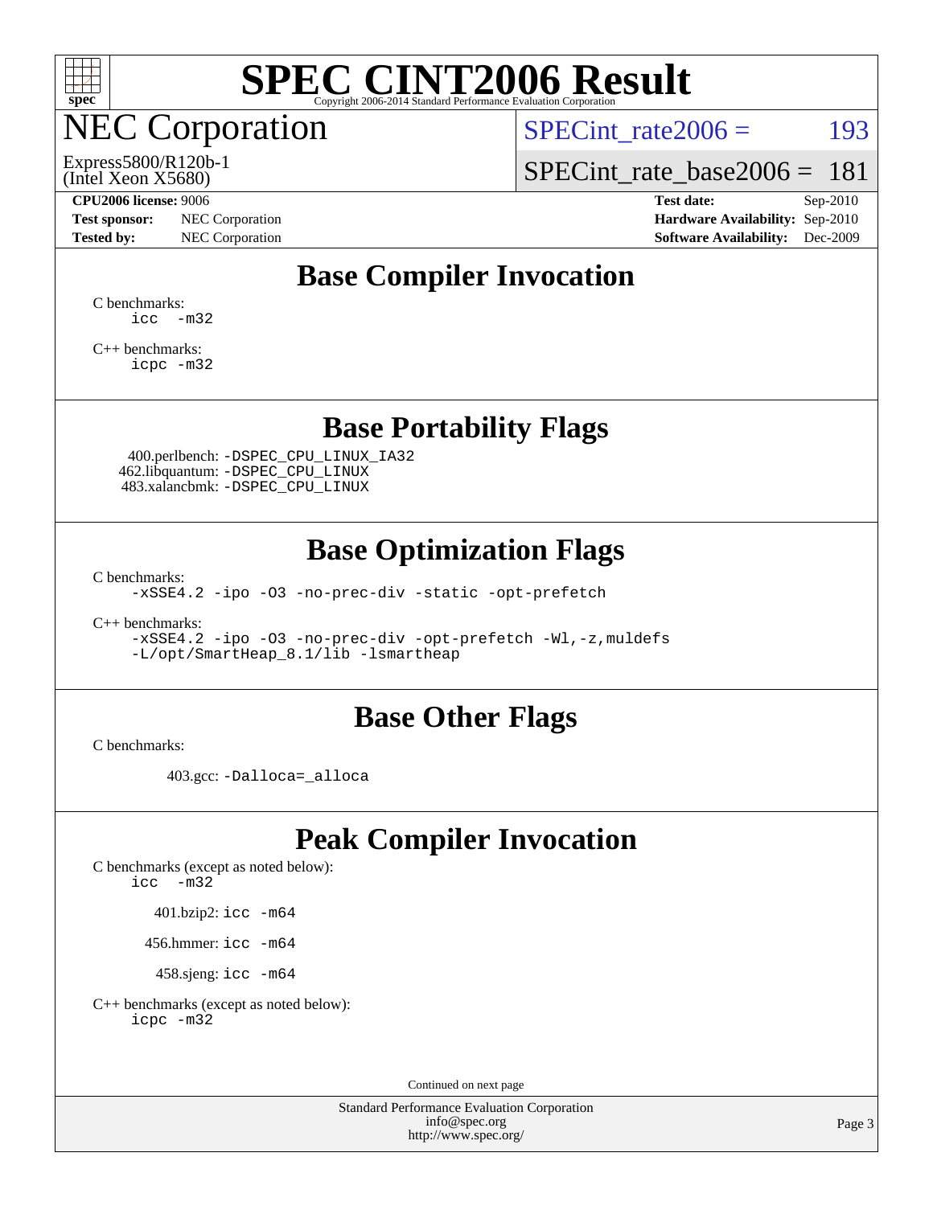# SPEC CINT2006 Result

Copyright 2006-2014 Standard Performance Evaluation Corporation

## NEC Corporation

Express5800/R120b-1
(Intel Xeon X5680)

SPECint_rate2006 = 193

SPECint_rate_base2006 = 181

**CPU2006 license:** 9006
**Test sponsor:** NEC Corporation
**Tested by:** NEC Corporation

**Test date:** Sep-2010
**Hardware Availability:** Sep-2010
**Software Availability:** Dec-2009

## Base Compiler Invocation

C benchmarks:
```
icc  -m32
```

C++ benchmarks:
```
icpc -m32
```

## Base Portability Flags

400.perlbench: `-DSPEC_CPU_LINUX_IA32`
462.libquantum: `-DSPEC_CPU_LINUX`
483.xalancbmk: `-DSPEC_CPU_LINUX`

## Base Optimization Flags

C benchmarks:
```
-xSSE4.2 -ipo -O3 -no-prec-div -static -opt-prefetch
```

C++ benchmarks:
```
-xSSE4.2 -ipo -O3 -no-prec-div -opt-prefetch -Wl,-z,muldefs
-L/opt/SmartHeap_8.1/lib -lsmartheap
```

## Base Other Flags

C benchmarks:

403.gcc: `-Dalloca=_alloca`

## Peak Compiler Invocation

C benchmarks (except as noted below):
```
icc  -m32
```

401.bzip2: `icc -m64`

456.hmmer: `icc -m64`

458.sjeng: `icc -m64`

C++ benchmarks (except as noted below):
```
icpc -m32
```

Continued on next page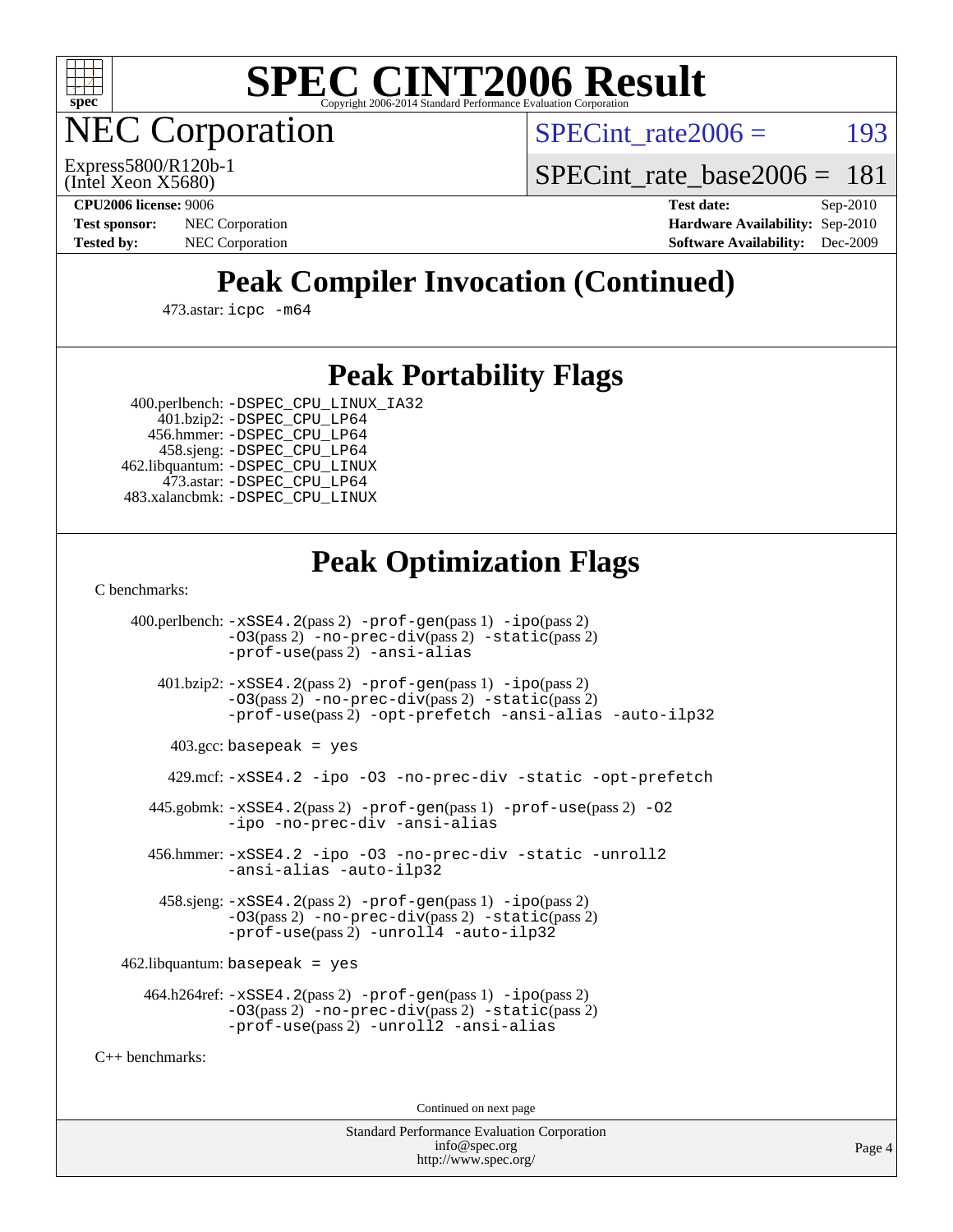# SPEC CINT2006 Result

Copyright 2006-2014 Standard Performance Evaluation Corporation

## NEC Corporation

Express5800/R120b-1
(Intel Xeon X5680)

SPECint_rate2006 = 193

SPECint_rate_base2006 = 181

**CPU2006 license:** 9006
**Test sponsor:** NEC Corporation
**Tested by:** NEC Corporation

**Test date:** Sep-2010
**Hardware Availability:** Sep-2010
**Software Availability:** Dec-2009

## Peak Compiler Invocation (Continued)

473.astar: `icpc -m64`

## Peak Portability Flags

400.perlbench: `-DSPEC_CPU_LINUX_IA32`
401.bzip2: `-DSPEC_CPU_LP64`
456.hmmer: `-DSPEC_CPU_LP64`
458.sjeng: `-DSPEC_CPU_LP64`
462.libquantum: `-DSPEC_CPU_LINUX`
473.astar: `-DSPEC_CPU_LP64`
483.xalancbmk: `-DSPEC_CPU_LINUX`

## Peak Optimization Flags

C benchmarks:

400.perlbench: `-xSSE4.2`(pass 2) `-prof-gen`(pass 1) `-ipo`(pass 2) `-O3`(pass 2) `-no-prec-div`(pass 2) `-static`(pass 2) `-prof-use`(pass 2) `-ansi-alias`

401.bzip2: `-xSSE4.2`(pass 2) `-prof-gen`(pass 1) `-ipo`(pass 2) `-O3`(pass 2) `-no-prec-div`(pass 2) `-static`(pass 2) `-prof-use`(pass 2) `-opt-prefetch -ansi-alias -auto-ilp32`

403.gcc: `basepeak = yes`

429.mcf: `-xSSE4.2 -ipo -O3 -no-prec-div -static -opt-prefetch`

445.gobmk: `-xSSE4.2`(pass 2) `-prof-gen`(pass 1) `-prof-use`(pass 2) `-O2 -ipo -no-prec-div -ansi-alias`

456.hmmer: `-xSSE4.2 -ipo -O3 -no-prec-div -static -unroll2 -ansi-alias -auto-ilp32`

458.sjeng: `-xSSE4.2`(pass 2) `-prof-gen`(pass 1) `-ipo`(pass 2) `-O3`(pass 2) `-no-prec-div`(pass 2) `-static`(pass 2) `-prof-use`(pass 2) `-unroll4 -auto-ilp32`

462.libquantum: `basepeak = yes`

464.h264ref: `-xSSE4.2`(pass 2) `-prof-gen`(pass 1) `-ipo`(pass 2) `-O3`(pass 2) `-no-prec-div`(pass 2) `-static`(pass 2) `-prof-use`(pass 2) `-unroll2 -ansi-alias`

C++ benchmarks:

Continued on next page

Standard Performance Evaluation Corporation
info@spec.org
http://www.spec.org/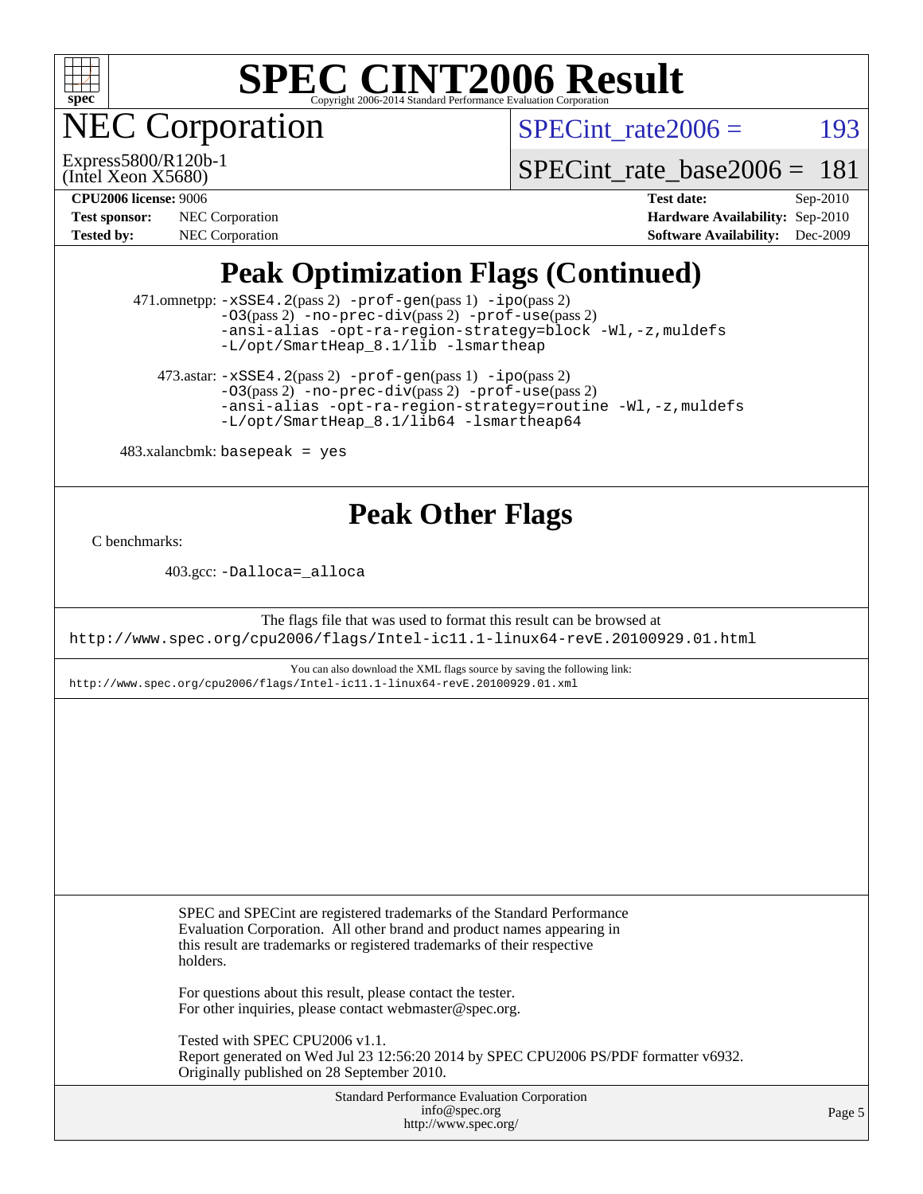# SPEC CINT2006 Result

Copyright 2006-2014 Standard Performance Evaluation Corporation

## NEC Corporation

Express5800/R120b-1
(Intel Xeon X5680)

SPECint_rate2006 = 193

SPECint_rate_base2006 = 181

| | | | |
|---|---|---|---|
| **CPU2006 license:** 9006 | | **Test date:** | Sep-2010 |
| **Test sponsor:** | NEC Corporation | **Hardware Availability:** | Sep-2010 |
| **Tested by:** | NEC Corporation | **Software Availability:** | Dec-2009 |

## Peak Optimization Flags (Continued)

471.omnetpp: -xSSE4.2(pass 2) -prof-gen(pass 1) -ipo(pass 2) -O3(pass 2) -no-prec-div(pass 2) -prof-use(pass 2) -ansi-alias -opt-ra-region-strategy=block -Wl,-z,muldefs -L/opt/SmartHeap_8.1/lib -lsmartheap

473.astar: -xSSE4.2(pass 2) -prof-gen(pass 1) -ipo(pass 2) -O3(pass 2) -no-prec-div(pass 2) -prof-use(pass 2) -ansi-alias -opt-ra-region-strategy=routine -Wl,-z,muldefs -L/opt/SmartHeap_8.1/lib64 -lsmartheap64

483.xalancbmk: basepeak = yes

## Peak Other Flags

C benchmarks:

403.gcc: -Dalloca=_alloca

The flags file that was used to format this result can be browsed at
http://www.spec.org/cpu2006/flags/Intel-ic11.1-linux64-revE.20100929.01.html

You can also download the XML flags source by saving the following link:
http://www.spec.org/cpu2006/flags/Intel-ic11.1-linux64-revE.20100929.01.xml

SPEC and SPECint are registered trademarks of the Standard Performance Evaluation Corporation. All other brand and product names appearing in this result are trademarks or registered trademarks of their respective holders.

For questions about this result, please contact the tester.
For other inquiries, please contact webmaster@spec.org.

Tested with SPEC CPU2006 v1.1.
Report generated on Wed Jul 23 12:56:20 2014 by SPEC CPU2006 PS/PDF formatter v6932.
Originally published on 28 September 2010.

Standard Performance Evaluation Corporation
info@spec.org
http://www.spec.org/